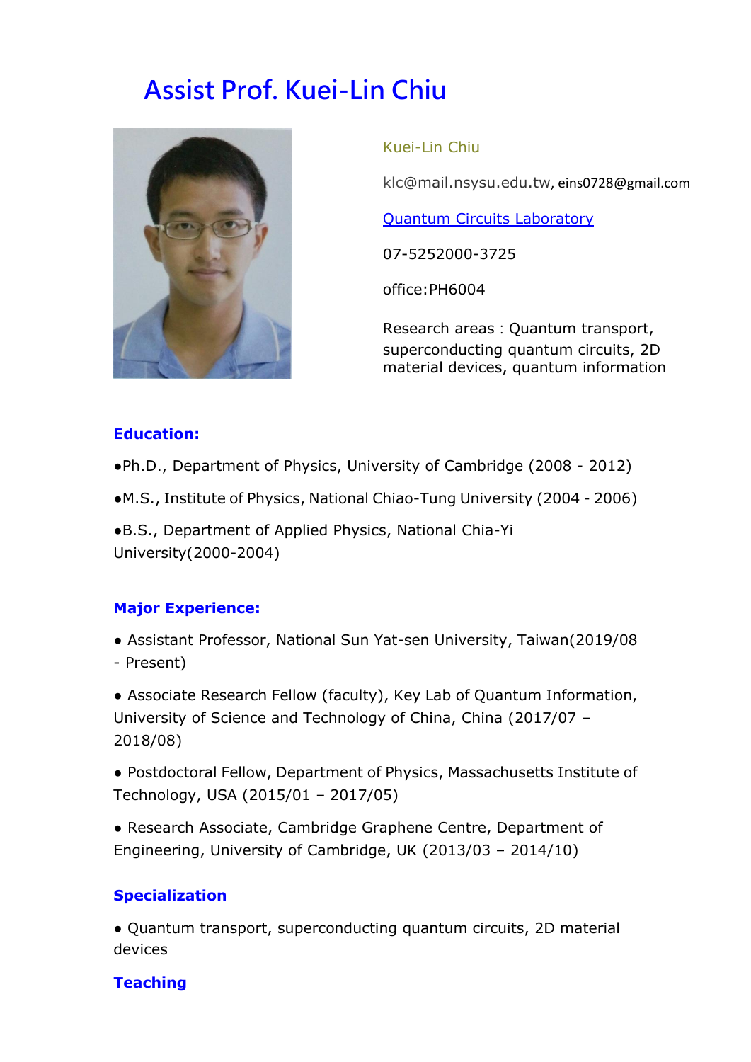# Assist Prof. Kuei-Lin Chiu

Kuei-Lin Chiu

klc@mail.nsysu.edu.tw, eins0728@gmail.com

Quantum Circuits Laboratory

07-5252000-3725

office:PH6004

Research areas : Quantum transport, superconducting quantum circuits, 2D material devices, quantum information

## Education:

- Ph.D., Department of Physics, University of Cambridge (2008 - 2012)
- M.S., Institute of Physics, National Chiao-Tung University (2004 - 2006)
- B.S., Department of Applied Physics, National Chia-Yi University(2000-2004)

## Major Experience:

- Assistant Professor, National Sun Yat-sen University, Taiwan(2019/08 - Present)
- Associate Research Fellow (faculty), Key Lab of Quantum Information, University of Science and Technology of China, China (2017/07 – 2018/08)
- Postdoctoral Fellow, Department of Physics, Massachusetts Institute of Technology, USA (2015/01 – 2017/05)
- Research Associate, Cambridge Graphene Centre, Department of Engineering, University of Cambridge, UK (2013/03 – 2014/10)

## Specialization

- Quantum transport, superconducting quantum circuits, 2D material devices

## Teaching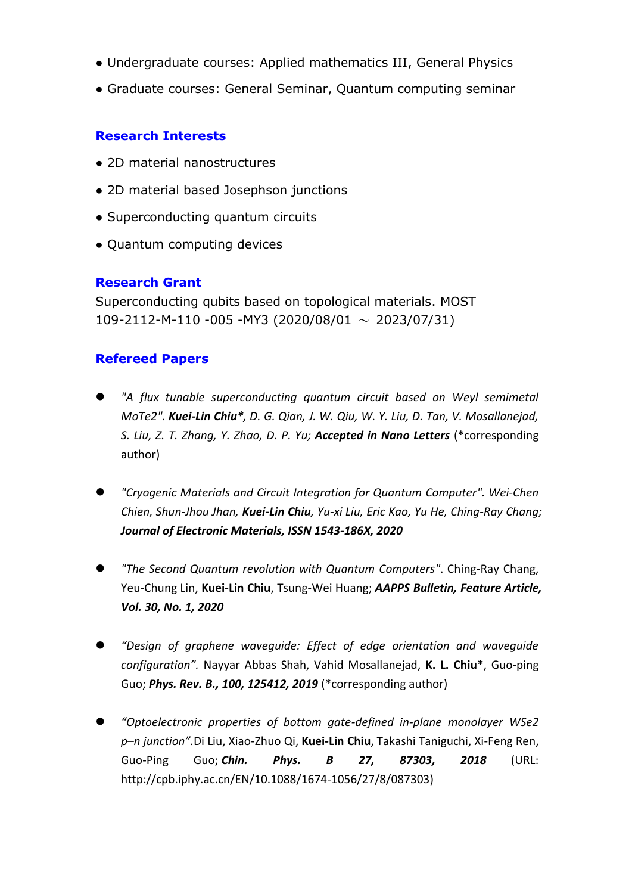- Undergraduate courses: Applied mathematics III, General Physics
- Graduate courses: General Seminar, Quantum computing seminar

## Research Interests

- 2D material nanostructures
- 2D material based Josephson junctions
- Superconducting quantum circuits
- Quantum computing devices

## Research Grant

Superconducting qubits based on topological materials. MOST 109-2112-M-110 -005 -MY3 (2020/08/01 ～ 2023/07/31)

## Refereed Papers

- *"A flux tunable superconducting quantum circuit based on Weyl semimetal MoTe2". **Kuei-Lin Chiu\****, *D. G. Qian, J. W. Qiu, W. Y. Liu, D. Tan, V. Mosallanejad, S. Liu, Z. T. Zhang, Y. Zhao, D. P. Yu;* ***Accepted in Nano Letters*** (*corresponding author)

- *"Cryogenic Materials and Circuit Integration for Quantum Computer". Wei-Chen Chien, Shun-Jhou Jhan,* ***Kuei-Lin Chiu****, Yu-xi Liu, Eric Kao, Yu He, Ching-Ray Chang;* ***Journal of Electronic Materials, ISSN 1543-186X, 2020***

- *"The Second Quantum revolution with Quantum Computers"*. Ching-Ray Chang, Yeu-Chung Lin, **Kuei-Lin Chiu**, Tsung-Wei Huang; ***AAPPS Bulletin, Feature Article, Vol. 30, No. 1, 2020***

- *"Design of graphene waveguide: Effect of edge orientation and waveguide configuration".* Nayyar Abbas Shah, Vahid Mosallanejad, **K. L. Chiu***, Guo-ping Guo; ***Phys. Rev. B., 100, 125412, 2019*** (*corresponding author)

- *"Optoelectronic properties of bottom gate-defined in-plane monolayer WSe2 p–n junction"*.Di Liu, Xiao-Zhuo Qi, **Kuei-Lin Chiu**, Takashi Taniguchi, Xi-Feng Ren, Guo-Ping Guo; ***Chin. Phys. B 27, 87303, 2018*** (URL: http://cpb.iphy.ac.cn/EN/10.1088/1674-1056/27/8/087303)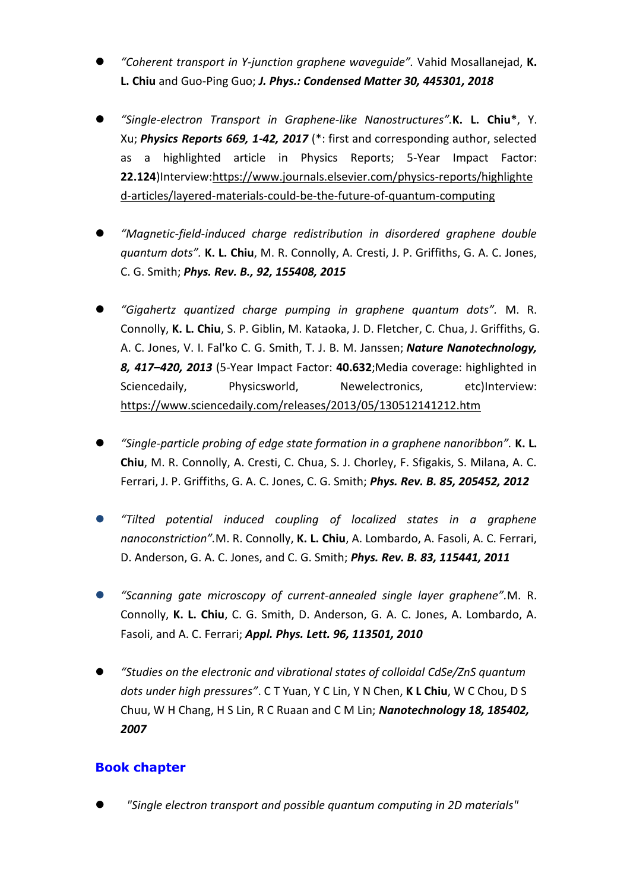- *"Coherent transport in Y-junction graphene waveguide".* Vahid Mosallanejad, **K. L. Chiu** and Guo-Ping Guo; ***J. Phys.: Condensed Matter 30, 445301, 2018***

- *"Single-electron Transport in Graphene-like Nanostructures".* **K. L. Chiu\***, Y. Xu; ***Physics Reports 669, 1-42, 2017*** (*: first and corresponding author, selected as a highlighted article in Physics Reports; 5-Year Impact Factor: **22.124**)Interview:https://www.journals.elsevier.com/physics-reports/highlighted-articles/layered-materials-could-be-the-future-of-quantum-computing

- *"Magnetic-field-induced charge redistribution in disordered graphene double quantum dots".* **K. L. Chiu**, M. R. Connolly, A. Cresti, J. P. Griffiths, G. A. C. Jones, C. G. Smith; ***Phys. Rev. B., 92, 155408, 2015***

- *"Gigahertz quantized charge pumping in graphene quantum dots".* M. R. Connolly, **K. L. Chiu**, S. P. Giblin, M. Kataoka, J. D. Fletcher, C. Chua, J. Griffiths, G. A. C. Jones, V. I. Fal'ko C. G. Smith, T. J. B. M. Janssen; ***Nature Nanotechnology, 8, 417–420, 2013*** (5-Year Impact Factor: **40.632**;Media coverage: highlighted in Sciencedaily, Physicsworld, Newelectronics, etc)Interview: https://www.sciencedaily.com/releases/2013/05/130512141212.htm

- *"Single-particle probing of edge state formation in a graphene nanoribbon".* **K. L. Chiu**, M. R. Connolly, A. Cresti, C. Chua, S. J. Chorley, F. Sfigakis, S. Milana, A. C. Ferrari, J. P. Griffiths, G. A. C. Jones, C. G. Smith; ***Phys. Rev. B. 85, 205452, 2012***

- *"Tilted potential induced coupling of localized states in a graphene nanoconstriction".* M. R. Connolly, **K. L. Chiu**, A. Lombardo, A. Fasoli, A. C. Ferrari, D. Anderson, G. A. C. Jones, and C. G. Smith; ***Phys. Rev. B. 83, 115441, 2011***

- *"Scanning gate microscopy of current-annealed single layer graphene".* M. R. Connolly, **K. L. Chiu**, C. G. Smith, D. Anderson, G. A. C. Jones, A. Lombardo, A. Fasoli, and A. C. Ferrari; ***Appl. Phys. Lett. 96, 113501, 2010***

- *"Studies on the electronic and vibrational states of colloidal CdSe/ZnS quantum dots under high pressures".* C T Yuan, Y C Lin, Y N Chen, **K L Chiu**, W C Chou, D S Chuu, W H Chang, H S Lin, R C Ruaan and C M Lin; ***Nanotechnology 18, 185402, 2007***

## Book chapter

- *"Single electron transport and possible quantum computing in 2D materials"*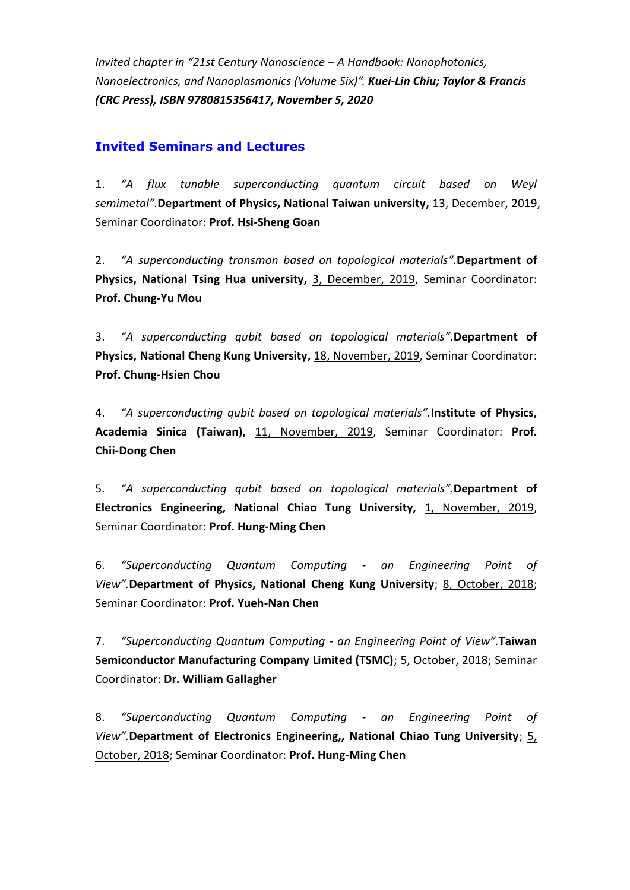*Invited chapter in "21st Century Nanoscience – A Handbook: Nanophotonics, Nanoelectronics, and Nanoplasmonics (Volume Six)".* ***Kuei-Lin Chiu; Taylor & Francis (CRC Press), ISBN 9780815356417, November 5, 2020***

## Invited Seminars and Lectures

1. *"A flux tunable superconducting quantum circuit based on Weyl semimetal".* **Department of Physics, National Taiwan university,** 13, December, 2019, Seminar Coordinator: **Prof. Hsi-Sheng Goan**

2. *"A superconducting transmon based on topological materials".* **Department of Physics, National Tsing Hua university,** 3, December, 2019, Seminar Coordinator: **Prof. Chung-Yu Mou**

3. *"A superconducting qubit based on topological materials".* **Department of Physics, National Cheng Kung University,** 18, November, 2019, Seminar Coordinator: **Prof. Chung-Hsien Chou**

4. *"A superconducting qubit based on topological materials".* **Institute of Physics, Academia Sinica (Taiwan),** 11, November, 2019, Seminar Coordinator: **Prof. Chii-Dong Chen**

5. *"A superconducting qubit based on topological materials".* **Department of Electronics Engineering, National Chiao Tung University,** 1, November, 2019, Seminar Coordinator: **Prof. Hung-Ming Chen**

6. *"Superconducting Quantum Computing - an Engineering Point of View".* **Department of Physics, National Cheng Kung University**; 8, October, 2018; Seminar Coordinator: **Prof. Yueh-Nan Chen**

7. *"Superconducting Quantum Computing - an Engineering Point of View".* **Taiwan Semiconductor Manufacturing Company Limited (TSMC)**; 5, October, 2018; Seminar Coordinator: **Dr. William Gallagher**

8. *"Superconducting Quantum Computing - an Engineering Point of View".* **Department of Electronics Engineering,, National Chiao Tung University**; 5, October, 2018; Seminar Coordinator: **Prof. Hung-Ming Chen**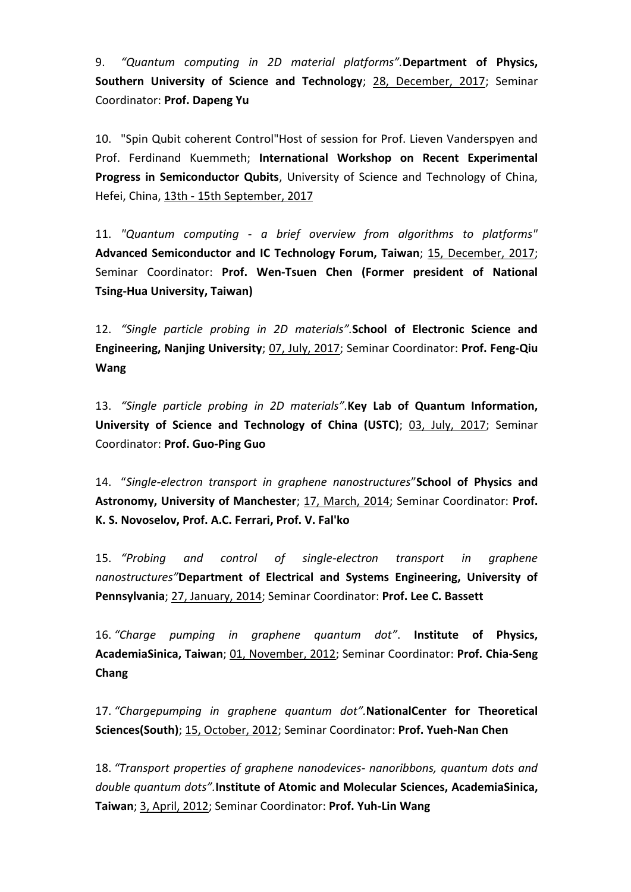9. *"Quantum computing in 2D material platforms".* **Department of Physics, Southern University of Science and Technology**; 28, December, 2017; Seminar Coordinator: **Prof. Dapeng Yu**

10. "Spin Qubit coherent Control"Host of session for Prof. Lieven Vanderspyen and Prof. Ferdinand Kuemmeth; **International Workshop on Recent Experimental Progress in Semiconductor Qubits**, University of Science and Technology of China, Hefei, China, 13th - 15th September, 2017

11. *"Quantum computing - a brief overview from algorithms to platforms"* **Advanced Semiconductor and IC Technology Forum, Taiwan**; 15, December, 2017; Seminar Coordinator: **Prof. Wen-Tsuen Chen (Former president of National Tsing-Hua University, Taiwan)**

12. *"Single particle probing in 2D materials".* **School of Electronic Science and Engineering, Nanjing University**; 07, July, 2017; Seminar Coordinator: **Prof. Feng-Qiu Wang**

13. *"Single particle probing in 2D materials".* **Key Lab of Quantum Information, University of Science and Technology of China (USTC)**; 03, July, 2017; Seminar Coordinator: **Prof. Guo-Ping Guo**

14. "*Single-electron transport in graphene nanostructures*"**School of Physics and Astronomy, University of Manchester**; 17, March, 2014; Seminar Coordinator: **Prof. K. S. Novoselov, Prof. A.C. Ferrari, Prof. V. Fal'ko**

15. *"Probing and control of single-electron transport in graphene nanostructures"***Department of Electrical and Systems Engineering, University of Pennsylvania**; 27, January, 2014; Seminar Coordinator: **Prof. Lee C. Bassett**

16. *"Charge pumping in graphene quantum dot"*. **Institute of Physics, AcademiaSinica, Taiwan**; 01, November, 2012; Seminar Coordinator: **Prof. Chia-Seng Chang**

17. *"Chargepumping in graphene quantum dot".* **NationalCenter for Theoretical Sciences(South)**; 15, October, 2012; Seminar Coordinator: **Prof. Yueh-Nan Chen**

18. *"Transport properties of graphene nanodevices- nanoribbons, quantum dots and double quantum dots".* **Institute of Atomic and Molecular Sciences, AcademiaSinica, Taiwan**; 3, April, 2012; Seminar Coordinator: **Prof. Yuh-Lin Wang**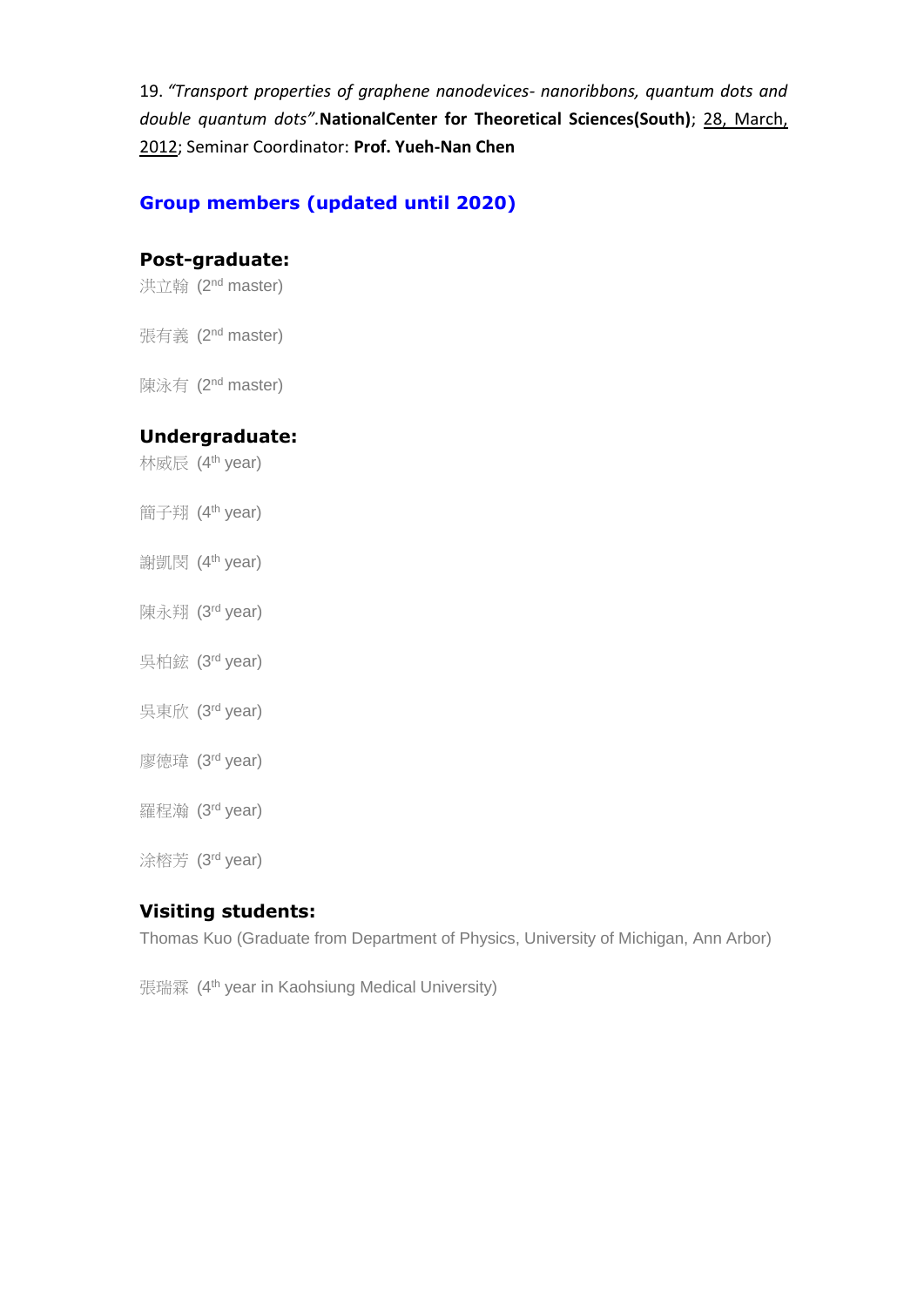19. *"Transport properties of graphene nanodevices- nanoribbons, quantum dots and double quantum dots"*.**NationalCenter for Theoretical Sciences(South)**; 28, March, 2012; Seminar Coordinator: **Prof. Yueh-Nan Chen**

## Group members (updated until 2020)

### Post-graduate:

洪立翰 (2nd master)

張有義 (2nd master)

陳泳有 (2nd master)

### Undergraduate:

林威辰 (4th year)

簡子翔 (4th year)

謝凱閔 (4th year)

陳永翔 (3rd year)

吳柏鋐 (3rd year)

吳東欣 (3rd year)

廖德瑋 (3rd year)

羅程瀚 (3rd year)

涂榕芳 (3rd year)

### Visiting students:

Thomas Kuo (Graduate from Department of Physics, University of Michigan, Ann Arbor)

張瑞霖 (4th year in Kaohsiung Medical University)